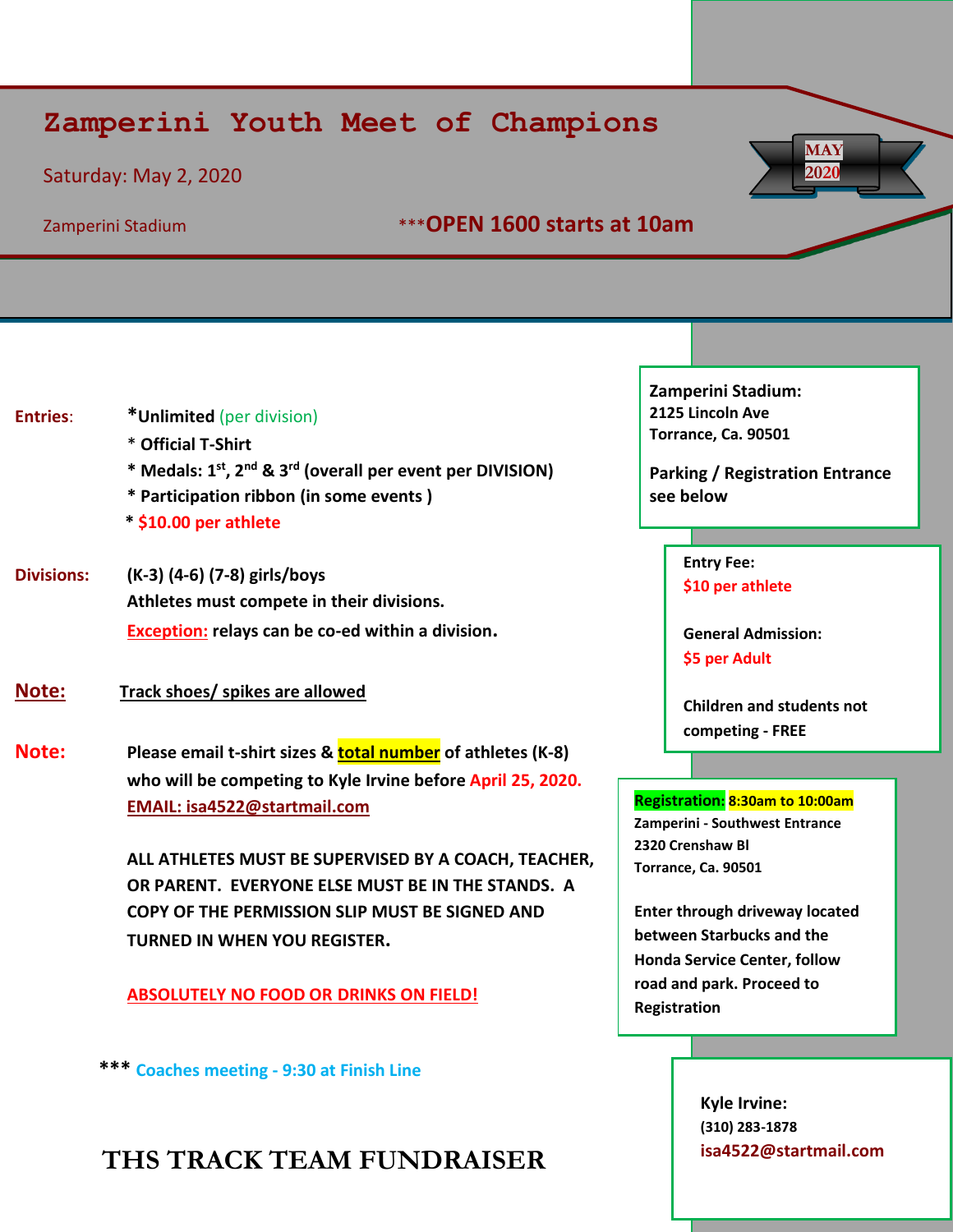# Zamperini Youth Meet of Champions

Saturday: May 2, 2020

Zamperini Stadium

***OPEN 1600 starts at 10am**

MAY 2020

**Entries:**

- ***Unlimited** (per division)
- **Official T-Shirt**
- **Medals: 1st, 2nd & 3rd (overall per event per DIVISION)**
- **Participation ribbon (in some events )**
- **$10.00 per athlete**

**Divisions:** **(K-3) (4-6) (7-8) girls/boys**
**Athletes must compete in their divisions.**
**Exception: relays can be co-ed within a division.**

**Note:** **Track shoes/ spikes are allowed**

**Note:** **Please email t-shirt sizes & total number of athletes (K-8) who will be competing to Kyle Irvine before April 25, 2020.**
**EMAIL: isa4522@startmail.com**

**ALL ATHLETES MUST BE SUPERVISED BY A COACH, TEACHER, OR PARENT. EVERYONE ELSE MUST BE IN THE STANDS. A COPY OF THE PERMISSION SLIP MUST BE SIGNED AND TURNED IN WHEN YOU REGISTER.**

**ABSOLUTELY NO FOOD OR DRINKS ON FIELD!**

*** **Coaches meeting - 9:30 at Finish Line**

**THS TRACK TEAM FUNDRAISER**

**Zamperini Stadium:**
**2125 Lincoln Ave**
**Torrance, Ca. 90501**

**Parking / Registration Entrance see below**

**Entry Fee:**
**$10 per athlete**

**General Admission:**
**$5 per Adult**

**Children and students not competing - FREE**

**Registration: 8:30am to 10:00am**
**Zamperini - Southwest Entrance**
**2320 Crenshaw Bl**
**Torrance, Ca. 90501**

**Enter through driveway located between Starbucks and the Honda Service Center, follow road and park. Proceed to Registration**

**Kyle Irvine:**
**(310) 283-1878**
**isa4522@startmail.com**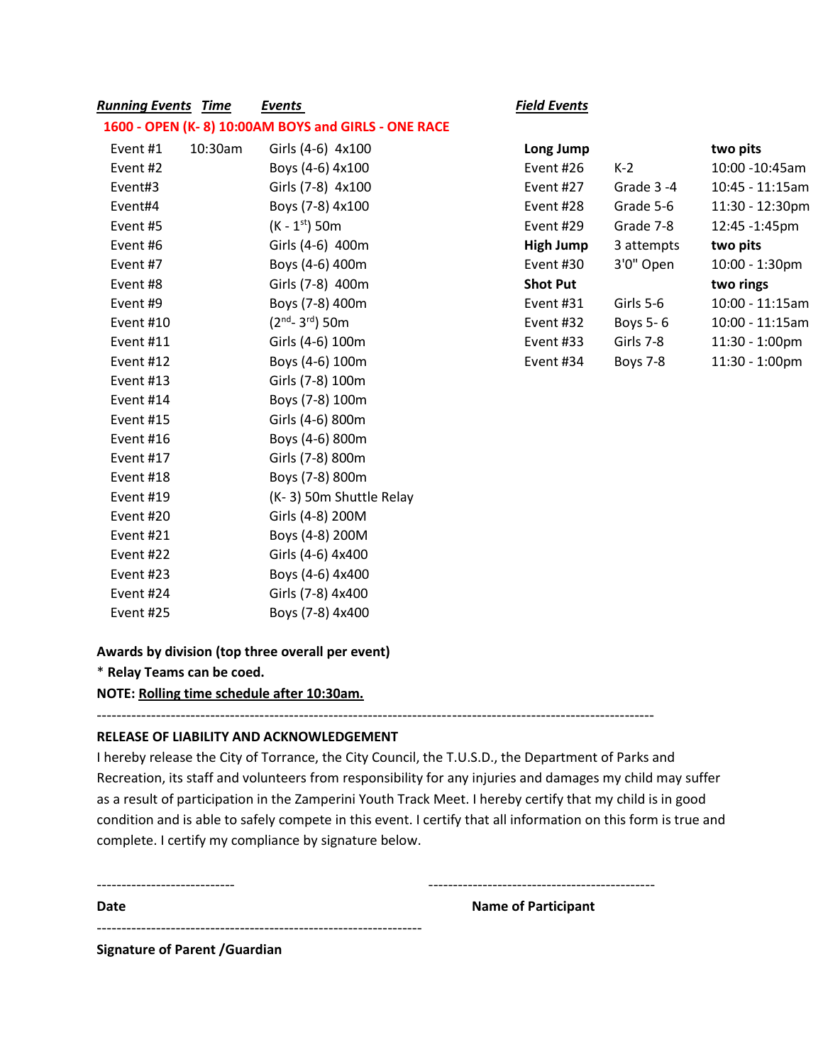***Running Events*** ***Time*** ***Events***

**1600 - OPEN (K- 8) 10:00AM BOYS and GIRLS - ONE RACE**

| | | |
|---|---|---|
| Event #1 | 10:30am | Girls (4-6) 4x100 |
| Event #2 | | Boys (4-6) 4x100 |
| Event#3 | | Girls (7-8) 4x100 |
| Event#4 | | Boys (7-8) 4x100 |
| Event #5 | | (K - 1st) 50m |
| Event #6 | | Girls (4-6) 400m |
| Event #7 | | Boys (4-6) 400m |
| Event #8 | | Girls (7-8) 400m |
| Event #9 | | Boys (7-8) 400m |
| Event #10 | | (2nd- 3rd) 50m |
| Event #11 | | Girls (4-6) 100m |
| Event #12 | | Boys (4-6) 100m |
| Event #13 | | Girls (7-8) 100m |
| Event #14 | | Boys (7-8) 100m |
| Event #15 | | Girls (4-6) 800m |
| Event #16 | | Boys (4-6) 800m |
| Event #17 | | Girls (7-8) 800m |
| Event #18 | | Boys (7-8) 800m |
| Event #19 | | (K- 3) 50m Shuttle Relay |
| Event #20 | | Girls (4-8) 200M |
| Event #21 | | Boys (4-8) 200M |
| Event #22 | | Girls (4-6) 4x400 |
| Event #23 | | Boys (4-6) 4x400 |
| Event #24 | | Girls (7-8) 4x400 |
| Event #25 | | Boys (7-8) 4x400 |

***Field Events***

| | | |
|---|---|---|
| **Long Jump** | | **two pits** |
| Event #26 | K-2 | 10:00 -10:45am |
| Event #27 | Grade 3 -4 | 10:45 - 11:15am |
| Event #28 | Grade 5-6 | 11:30 - 12:30pm |
| Event #29 | Grade 7-8 | 12:45 -1:45pm |
| **High Jump** | 3 attempts | **two pits** |
| Event #30 | 3'0" Open | 10:00 - 1:30pm |
| **Shot Put** | | **two rings** |
| Event #31 | Girls 5-6 | 10:00 - 11:15am |
| Event #32 | Boys 5- 6 | 10:00 - 11:15am |
| Event #33 | Girls 7-8 | 11:30 - 1:00pm |
| Event #34 | Boys 7-8 | 11:30 - 1:00pm |

**Awards by division (top three overall per event)**

**\* Relay Teams can be coed.**

**NOTE:** **Rolling time schedule after 10:30am.**

---

**RELEASE OF LIABILITY AND ACKNOWLEDGEMENT**

I hereby release the City of Torrance, the City Council, the T.U.S.D., the Department of Parks and Recreation, its staff and volunteers from responsibility for any injuries and damages my child may suffer as a result of participation in the Zamperini Youth Track Meet. I hereby certify that my child is in good condition and is able to safely compete in this event. I certify that all information on this form is true and complete. I certify my compliance by signature below.

---------------------------- ----------------------------------------------

**Date** **Name of Participant**

-----------------------------------------------------------------

**Signature of Parent /Guardian**